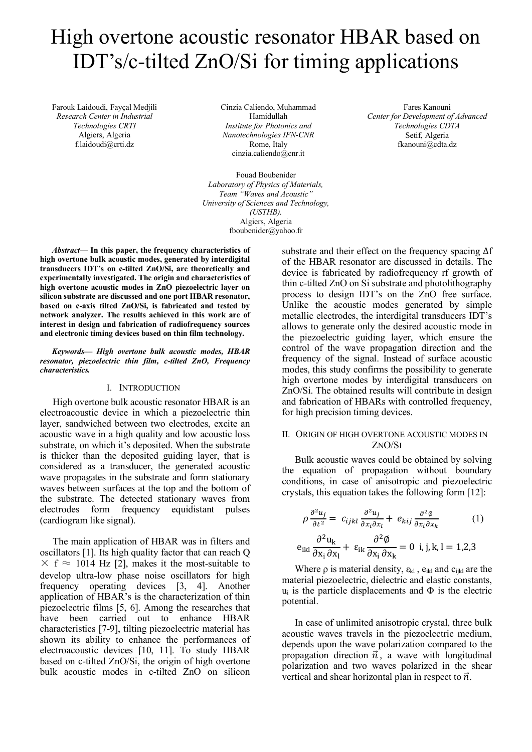# High overtone acoustic resonator HBAR based on IDT's/c-tilted ZnO/Si for timing applications

Farouk Laidoudi, Fayçal Medjili
*Research Center in Industrial Technologies CRTI*
Algiers, Algeria
f.laidoudi@crti.dz

Cinzia Caliendo, Muhammad Hamidullah
*Institute for Photonics and Nanotechnologies IFN-CNR*
Rome, Italy
cinzia.caliendo@cnr.it

Fares Kanouni
*Center for Development of Advanced Technologies CDTA*
Setif, Algeria
fkanouni@cdta.dz

Fouad Boubenider
*Laboratory of Physics of Materials, Team "Waves and Acoustic" University of Sciences and Technology, (USTHB).*
Algiers, Algeria
fboubenider@yahoo.fr

***Abstract*— In this paper, the frequency characteristics of high overtone bulk acoustic modes, generated by interdigital transducers IDT's on c-tilted ZnO/Si, are theoretically and experimentally investigated. The origin and characteristics of high overtone acoustic modes in ZnO piezoelectric layer on silicon substrate are discussed and one port HBAR resonator, based on c-axis tilted ZnO/Si, is fabricated and tested by network analyzer. The results achieved in this work are of interest in design and fabrication of radiofrequency sources and electronic timing devices based on thin film technology.**

***Keywords*— *High overtone bulk acoustic modes, HBAR resonator, piezoelectric thin film, c-tilted ZnO, Frequency characteristics.***

## I. Introduction

High overtone bulk acoustic resonator HBAR is an electroacoustic device in which a piezoelectric thin layer, sandwiched between two electrodes, excite an acoustic wave in a high quality and low acoustic loss substrate, on which it's deposited. When the substrate is thicker than the deposited guiding layer, that is considered as a transducer, the generated acoustic wave propagates in the substrate and form stationary waves between surfaces at the top and the bottom of the substrate. The detected stationary waves from electrodes form frequency equidistant pulses (cardiogram like signal).

The main application of HBAR was in filters and oscillators [1]. Its high quality factor that can reach $Q \times f \approx 1014$ Hz [2], makes it the most-suitable to develop ultra-low phase noise oscillators for high frequency operating devices [3, 4]. Another application of HBAR's is the characterization of thin piezoelectric films [5, 6]. Among the researches that have been carried out to enhance HBAR characteristics [7-9], tilting piezoelectric material has shown its ability to enhance the performances of electroacoustic devices [10, 11]. To study HBAR based on c-tilted ZnO/Si, the origin of high overtone bulk acoustic modes in c-tilted ZnO on silicon substrate and their effect on the frequency spacing $\Delta f$ of the HBAR resonator are discussed in details. The device is fabricated by radiofrequency rf growth of thin c-tilted ZnO on Si substrate and photolithography process to design IDT's on the ZnO free surface. Unlike the acoustic modes generated by simple metallic electrodes, the interdigital transducers IDT's allows to generate only the desired acoustic mode in the piezoelectric guiding layer, which ensure the control of the wave propagation direction and the frequency of the signal. Instead of surface acoustic modes, this study confirms the possibility to generate high overtone modes by interdigital transducers on ZnO/Si. The obtained results will contribute in design and fabrication of HBARs with controlled frequency, for high precision timing devices.

## II. Origin of high overtone acoustic modes in ZnO/Si

Bulk acoustic waves could be obtained by solving the equation of propagation without boundary conditions, in case of anisotropic and piezoelectric crystals, this equation takes the following form [12]:

$$\rho \frac{\partial^2 u_j}{\partial t^2} = c_{ijkl} \frac{\partial^2 u_j}{\partial x_i \partial x_l} + e_{kij} \frac{\partial^2 \phi}{\partial x_i \partial x_k} \qquad (1)$$

$$e_{ikl} \frac{\partial^2 u_k}{\partial x_i \partial x_l} + \varepsilon_{ik} \frac{\partial^2 \phi}{\partial x_i \partial x_k} = 0 \quad i, j, k, l = 1,2,3$$

Where $\rho$ is material density, $\varepsilon_{kl}$ , $e_{ikl}$ and $c_{ijkl}$ are the material piezoelectric, dielectric and elastic constants, $u_i$ is the particle displacements and $\Phi$ is the electric potential.

In case of unlimited anisotropic crystal, three bulk acoustic waves travels in the piezoelectric medium, depends upon the wave polarization compared to the propagation direction $\vec{n}$, a wave with longitudinal polarization and two waves polarized in the shear vertical and shear horizontal plan in respect to $\vec{n}$.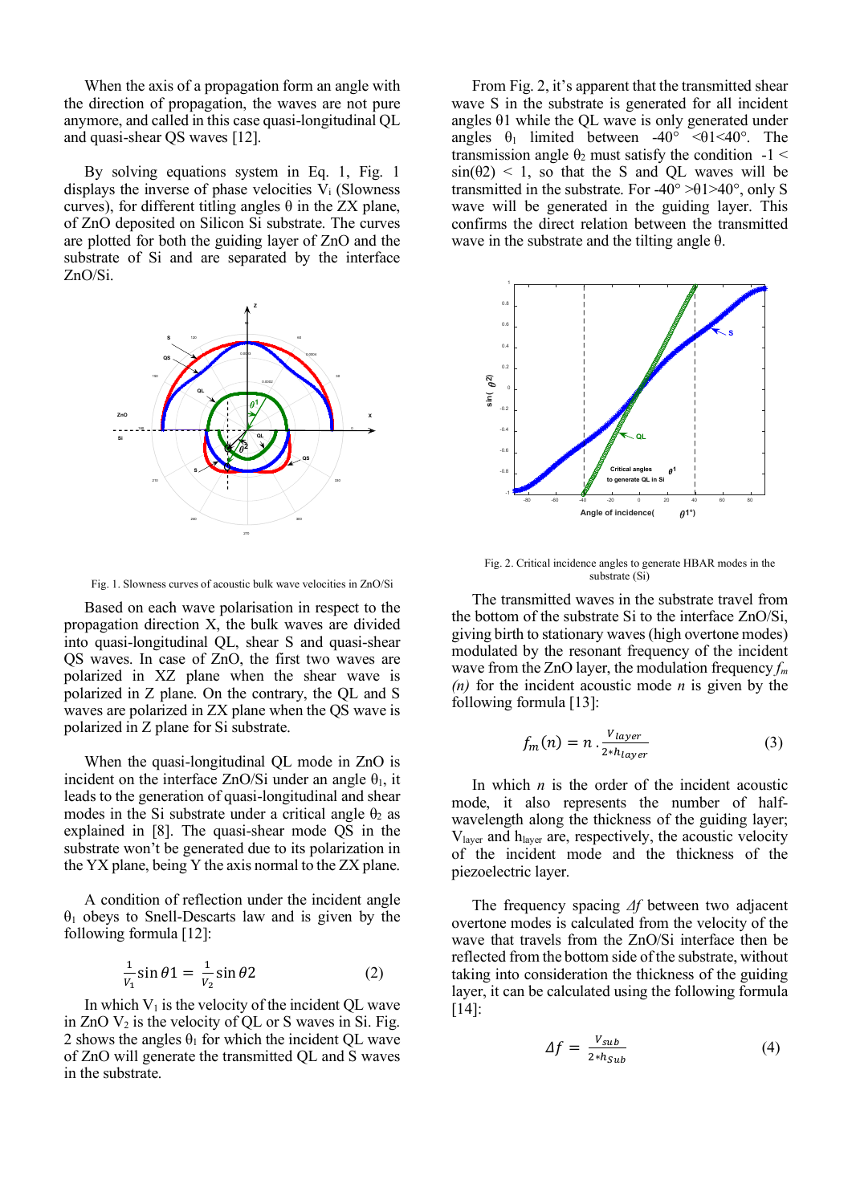When the axis of a propagation form an angle with the direction of propagation, the waves are not pure anymore, and called in this case quasi-longitudinal QL and quasi-shear QS waves [12].

By solving equations system in Eq. 1, Fig. 1 displays the inverse of phase velocities $V_i$ (Slowness curves), for different titling angles θ in the ZX plane, of ZnO deposited on Silicon Si substrate. The curves are plotted for both the guiding layer of ZnO and the substrate of Si and are separated by the interface ZnO/Si.

Fig. 1. Slowness curves of acoustic bulk wave velocities in ZnO/Si

Based on each wave polarisation in respect to the propagation direction X, the bulk waves are divided into quasi-longitudinal QL, shear S and quasi-shear QS waves. In case of ZnO, the first two waves are polarized in XZ plane when the shear wave is polarized in Z plane. On the contrary, the QL and S waves are polarized in ZX plane when the QS wave is polarized in Z plane for Si substrate.

When the quasi-longitudinal QL mode in ZnO is incident on the interface ZnO/Si under an angle $\theta_1$, it leads to the generation of quasi-longitudinal and shear modes in the Si substrate under a critical angle $\theta_2$ as explained in [8]. The quasi-shear mode QS in the substrate won't be generated due to its polarization in the YX plane, being Y the axis normal to the ZX plane.

A condition of reflection under the incident angle $\theta_1$ obeys to Snell-Descarts law and is given by the following formula [12]:

$$\frac{1}{V_1}\sin\theta 1 = \frac{1}{V_2}\sin\theta 2 \qquad (2)$$

In which $V_1$ is the velocity of the incident QL wave in ZnO $V_2$ is the velocity of QL or S waves in Si. Fig. 2 shows the angles $\theta_1$ for which the incident QL wave of ZnO will generate the transmitted QL and S waves in the substrate.

From Fig. 2, it's apparent that the transmitted shear wave S in the substrate is generated for all incident angles θ1 while the QL wave is only generated under angles $\theta_1$ limited between -40° <θ1<40°. The transmission angle $\theta_2$ must satisfy the condition $-1 < \sin(\theta 2) < 1$, so that the S and QL waves will be transmitted in the substrate. For -40° >θ1>40°, only S wave will be generated in the guiding layer. This confirms the direct relation between the transmitted wave in the substrate and the tilting angle θ.

Fig. 2. Critical incidence angles to generate HBAR modes in the substrate (Si)

The transmitted waves in the substrate travel from the bottom of the substrate Si to the interface ZnO/Si, giving birth to stationary waves (high overtone modes) modulated by the resonant frequency of the incident wave from the ZnO layer, the modulation frequency $f_m(n)$ for the incident acoustic mode $n$ is given by the following formula [13]:

$$f_m(n) = n \, . \frac{V_{layer}}{2 * h_{layer}} \qquad (3)$$

In which $n$ is the order of the incident acoustic mode, it also represents the number of half-wavelength along the thickness of the guiding layer; $V_{layer}$ and $h_{layer}$ are, respectively, the acoustic velocity of the incident mode and the thickness of the piezoelectric layer.

The frequency spacing $\Delta f$ between two adjacent overtone modes is calculated from the velocity of the wave that travels from the ZnO/Si interface then be reflected from the bottom side of the substrate, without taking into consideration the thickness of the guiding layer, it can be calculated using the following formula [14]:

$$\Delta f = \frac{V_{sub}}{2 * h_{Sub}} \qquad (4)$$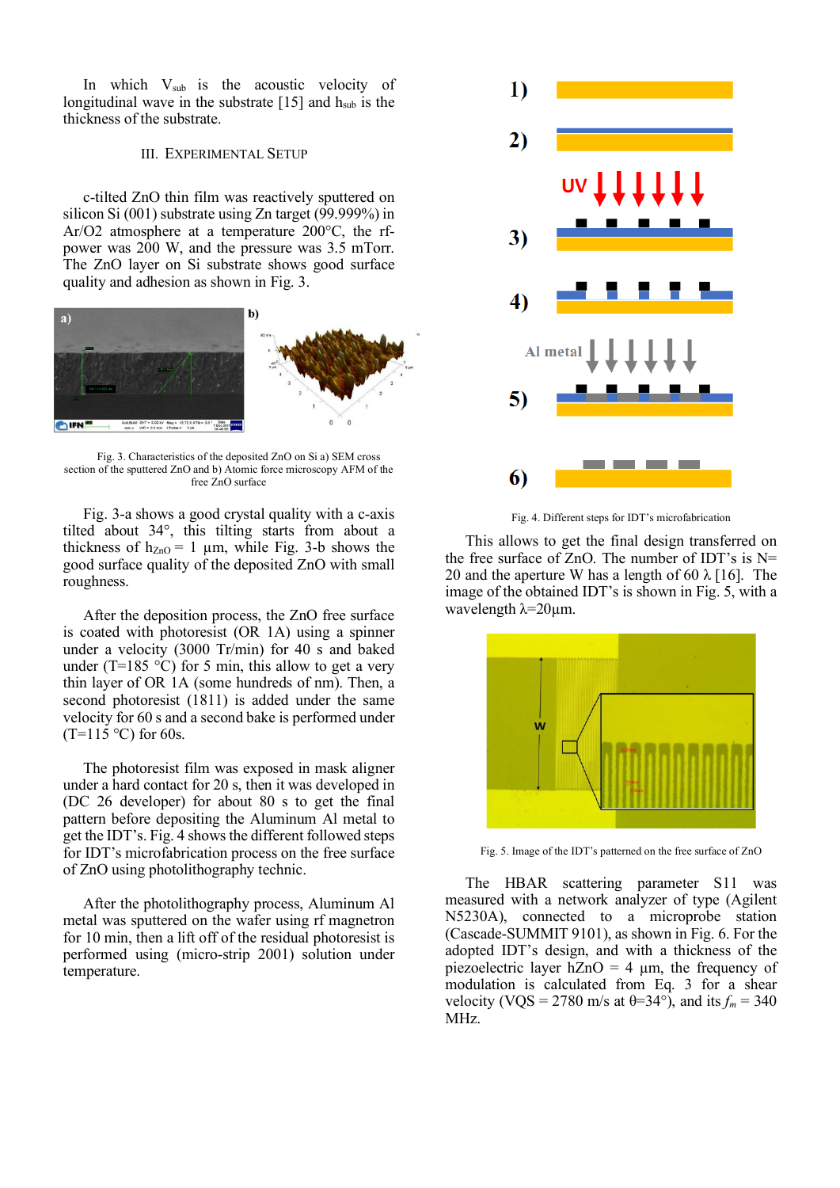In which $V_{sub}$ is the acoustic velocity of longitudinal wave in the substrate [15] and $h_{sub}$ is the thickness of the substrate.

## III. Experimental Setup

c-tilted ZnO thin film was reactively sputtered on silicon Si (001) substrate using Zn target (99.999%) in Ar/O2 atmosphere at a temperature 200°C, the rf-power was 200 W, and the pressure was 3.5 mTorr. The ZnO layer on Si substrate shows good surface quality and adhesion as shown in Fig. 3.

Fig. 3. Characteristics of the deposited ZnO on Si a) SEM cross section of the sputtered ZnO and b) Atomic force microscopy AFM of the free ZnO surface

Fig. 3-a shows a good crystal quality with a c-axis tilted about 34°, this tilting starts from about a thickness of $h_{ZnO}$ = 1 µm, while Fig. 3-b shows the good surface quality of the deposited ZnO with small roughness.

After the deposition process, the ZnO free surface is coated with photoresist (OR 1A) using a spinner under a velocity (3000 Tr/min) for 40 s and baked under (T=185 °C) for 5 min, this allow to get a very thin layer of OR 1A (some hundreds of nm). Then, a second photoresist (1811) is added under the same velocity for 60 s and a second bake is performed under (T=115 °C) for 60s.

The photoresist film was exposed in mask aligner under a hard contact for 20 s, then it was developed in (DC 26 developer) for about 80 s to get the final pattern before depositing the Aluminum Al metal to get the IDT's. Fig. 4 shows the different followed steps for IDT's microfabrication process on the free surface of ZnO using photolithography technic.

After the photolithography process, Aluminum Al metal was sputtered on the wafer using rf magnetron for 10 min, then a lift off of the residual photoresist is performed using (micro-strip 2001) solution under temperature.

Fig. 4. Different steps for IDT's microfabrication

This allows to get the final design transferred on the free surface of ZnO. The number of IDT's is N= 20 and the aperture W has a length of 60 λ [16]. The image of the obtained IDT's is shown in Fig. 5, with a wavelength λ=20µm.

Fig. 5. Image of the IDT's patterned on the free surface of ZnO

The HBAR scattering parameter S11 was measured with a network analyzer of type (Agilent N5230A), connected to a microprobe station (Cascade-SUMMIT 9101), as shown in Fig. 6. For the adopted IDT's design, and with a thickness of the piezoelectric layer hZnO = 4 µm, the frequency of modulation is calculated from Eq. 3 for a shear velocity ($V_{QS}$ = 2780 m/s at θ=34°), and its $f_m$ = 340 MHz.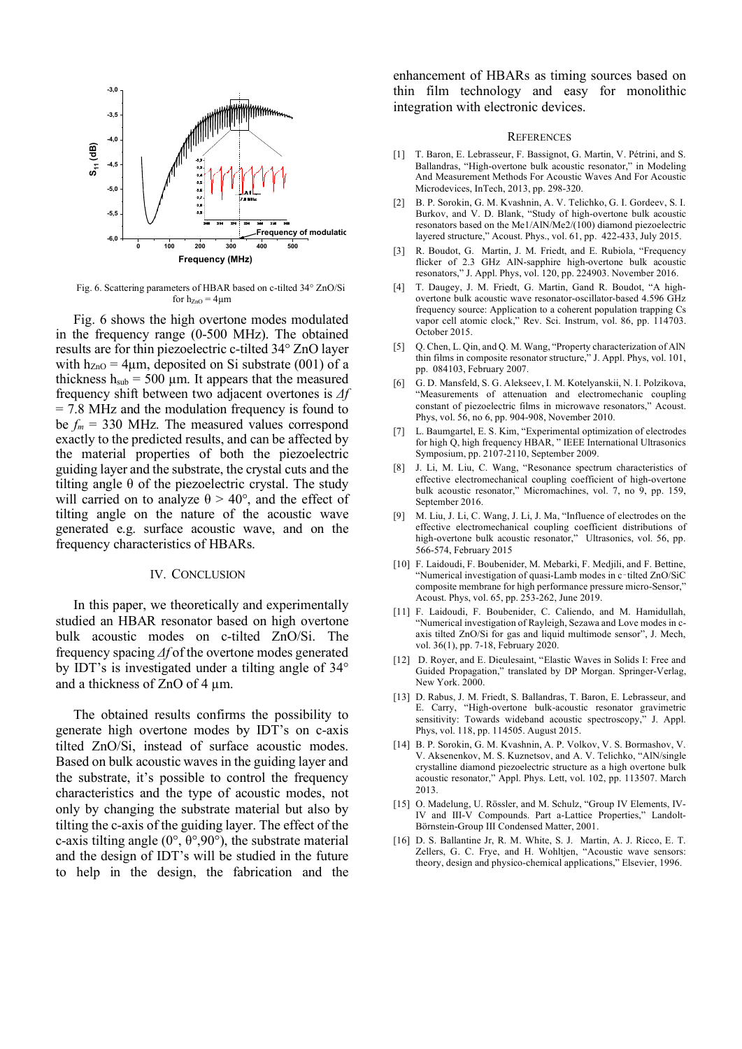-3,0
-3,5
-4,0
-4,5
-5,0
-5,5
-6,0
$S_{11}$ (dB)
0
100
200
300
400
500
Frequency (MHz)
Frequency of modulation
7.8 MHz

Fig. 6. Scattering parameters of HBAR based on c-tilted 34° ZnO/Si for $h_{ZnO}$ = 4µm

Fig. 6 shows the high overtone modes modulated in the frequency range (0-500 MHz). The obtained results are for thin piezoelectric c-tilted 34° ZnO layer with $h_{ZnO}$ = 4µm, deposited on Si substrate (001) of a thickness $h_{sub}$ = 500 µm. It appears that the measured frequency shift between two adjacent overtones is $\Delta f$ = 7.8 MHz and the modulation frequency is found to be $f_m$ = 330 MHz. The measured values correspond exactly to the predicted results, and can be affected by the material properties of both the piezoelectric guiding layer and the substrate, the crystal cuts and the tilting angle θ of the piezoelectric crystal. The study will carried on to analyze θ > 40°, and the effect of tilting angle on the nature of the acoustic wave generated e.g. surface acoustic wave, and on the frequency characteristics of HBARs.

## IV. Conclusion

In this paper, we theoretically and experimentally studied an HBAR resonator based on high overtone bulk acoustic modes on c-tilted ZnO/Si. The frequency spacing $\Delta f$ of the overtone modes generated by IDT's is investigated under a tilting angle of 34° and a thickness of ZnO of 4 µm.

The obtained results confirms the possibility to generate high overtone modes by IDT's on c-axis tilted ZnO/Si, instead of surface acoustic modes. Based on bulk acoustic waves in the guiding layer and the substrate, it's possible to control the frequency characteristics and the type of acoustic modes, not only by changing the substrate material but also by tilting the c-axis of the guiding layer. The effect of the c-axis tilting angle (0°, θ°,90°), the substrate material and the design of IDT's will be studied in the future to help in the design, the fabrication and the enhancement of HBARs as timing sources based on thin film technology and easy for monolithic integration with electronic devices.

## References

[1] T. Baron, E. Lebrasseur, F. Bassignot, G. Martin, V. Pétrini, and S. Ballandras, "High-overtone bulk acoustic resonator," in Modeling And Measurement Methods For Acoustic Waves And For Acoustic Microdevices, InTech, 2013, pp. 298-320.

[2] B. P. Sorokin, G. M. Kvashnin, A. V. Telichko, G. I. Gordeev, S. I. Burkov, and V. D. Blank, "Study of high-overtone bulk acoustic resonators based on the Me1/AlN/Me2/(100) diamond piezoelectric layered structure," Acoust. Phys., vol. 61, pp. 422-433, July 2015.

[3] R. Boudot, G. Martin, J. M. Friedt, and E. Rubiola, "Frequency flicker of 2.3 GHz AlN-sapphire high-overtone bulk acoustic resonators," J. Appl. Phys, vol. 120, pp. 224903. November 2016.

[4] T. Daugey, J. M. Friedt, G. Martin, Gand R. Boudot, "A high-overtone bulk acoustic wave resonator-oscillator-based 4.596 GHz frequency source: Application to a coherent population trapping Cs vapor cell atomic clock," Rev. Sci. Instrum, vol. 86, pp. 114703. October 2015.

[5] Q. Chen, L. Qin, and Q. M. Wang, "Property characterization of AlN thin films in composite resonator structure," J. Appl. Phys, vol. 101, pp. 084103, February 2007.

[6] G. D. Mansfeld, S. G. Alekseev, I. M. Kotelyanskii, N. I. Polzikova, "Measurements of attenuation and electromechanic coupling constant of piezoelectric films in microwave resonators," Acoust. Phys, vol. 56, no 6, pp. 904-908, November 2010.

[7] L. Baumgartel, E. S. Kim, "Experimental optimization of electrodes for high Q, high frequency HBAR, " IEEE International Ultrasonics Symposium, pp. 2107-2110, September 2009.

[8] J. Li, M. Liu, C. Wang, "Resonance spectrum characteristics of effective electromechanical coupling coefficient of high-overtone bulk acoustic resonator," Micromachines, vol. 7, no 9, pp. 159, September 2016.

[9] M. Liu, J. Li, C. Wang, J. Li, J. Ma, "Influence of electrodes on the effective electromechanical coupling coefficient distributions of high-overtone bulk acoustic resonator," Ultrasonics, vol. 56, pp. 566-574, February 2015

[10] F. Laidoudi, F. Boubenider, M. Mebarki, F. Medjili, and F. Bettine, "Numerical investigation of quasi-Lamb modes in c-tilted ZnO/SiC composite membrane for high performance pressure micro-Sensor," Acoust. Phys, vol. 65, pp. 253-262, June 2019.

[11] F. Laidoudi, F. Boubenider, C. Caliendo, and M. Hamidullah, "Numerical investigation of Rayleigh, Sezawa and Love modes in c-axis tilted ZnO/Si for gas and liquid multimode sensor", J. Mech, vol. 36(1), pp. 7-18, February 2020.

[12] D. Royer, and E. Dieulesaint, "Elastic Waves in Solids I: Free and Guided Propagation," translated by DP Morgan. Springer-Verlag, New York. 2000.

[13] D. Rabus, J. M. Friedt, S. Ballandras, T. Baron, E. Lebrasseur, and E. Carry, "High-overtone bulk-acoustic resonator gravimetric sensitivity: Towards wideband acoustic spectroscopy," J. Appl. Phys, vol. 118, pp. 114505. August 2015.

[14] B. P. Sorokin, G. M. Kvashnin, A. P. Volkov, V. S. Bormashov, V. V. Aksenenkov, M. S. Kuznetsov, and A. V. Telichko, "AlN/single crystalline diamond piezoelectric structure as a high overtone bulk acoustic resonator," Appl. Phys. Lett, vol. 102, pp. 113507. March 2013.

[15] O. Madelung, U. Rössler, and M. Schulz, "Group IV Elements, IV-IV and III-V Compounds. Part a-Lattice Properties," Landolt-Börnstein-Group III Condensed Matter, 2001.

[16] D. S. Ballantine Jr, R. M. White, S. J. Martin, A. J. Ricco, E. T. Zellers, G. C. Frye, and H. Wohltjen, "Acoustic wave sensors: theory, design and physico-chemical applications," Elsevier, 1996.